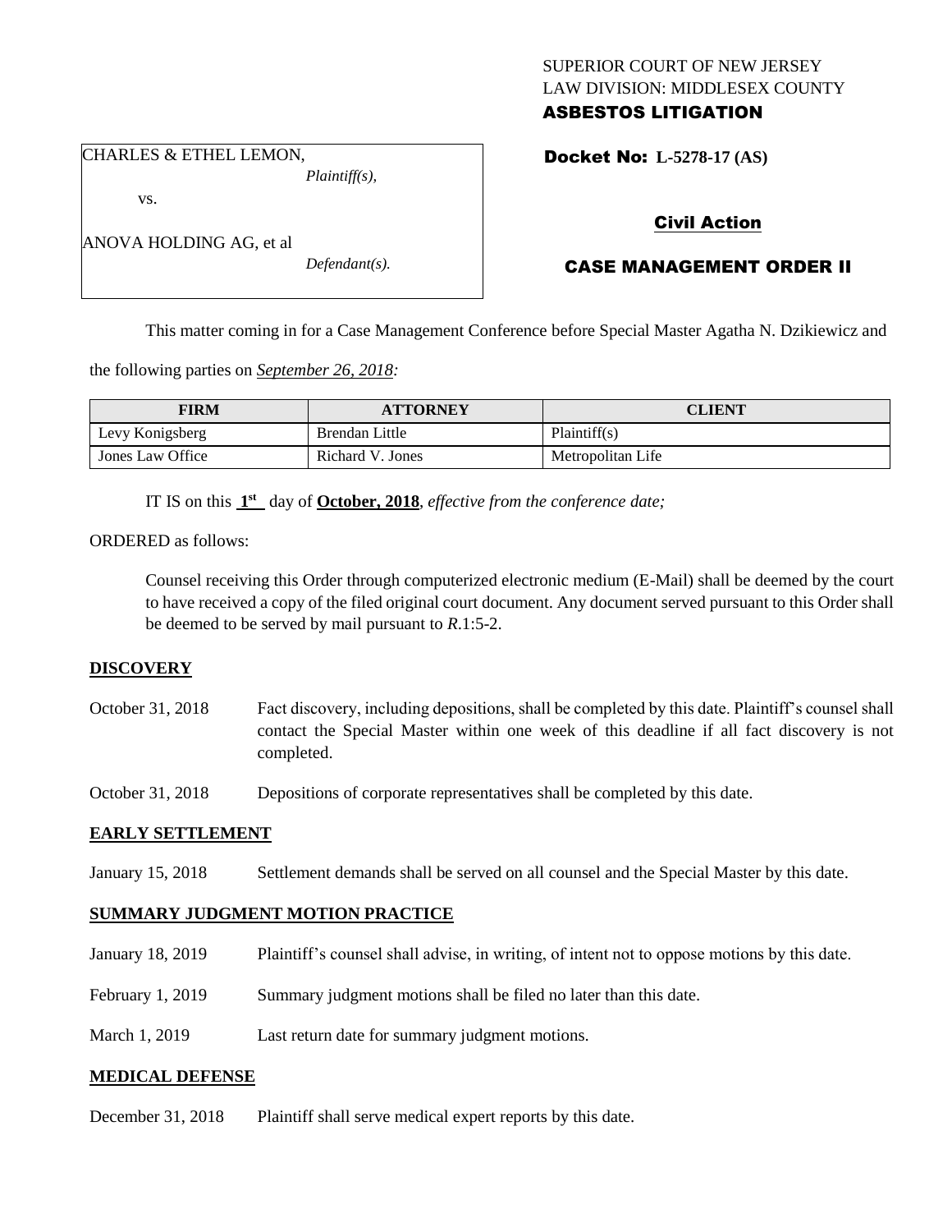SUPERIOR COURT OF NEW JERSEY
LAW DIVISION: MIDDLESEX COUNTY
**ASBESTOS LITIGATION**

CHARLES & ETHEL LEMON,
*Plaintiff(s),*

vs.

ANOVA HOLDING AG, et al
*Defendant(s).*

**Docket No: L-5278-17 (AS)**

## Civil Action

## CASE MANAGEMENT ORDER II

This matter coming in for a Case Management Conference before Special Master Agatha N. Dzikiewicz and the following parties on *September 26, 2018:*

| FIRM | ATTORNEY | CLIENT |
| --- | --- | --- |
| Levy Konigsberg | Brendan Little | Plaintiff(s) |
| Jones Law Office | Richard V. Jones | Metropolitan Life |

IT IS on this **1st** day of **October, 2018**, *effective from the conference date;*

ORDERED as follows:

Counsel receiving this Order through computerized electronic medium (E-Mail) shall be deemed by the court to have received a copy of the filed original court document. Any document served pursuant to this Order shall be deemed to be served by mail pursuant to *R*.1:5-2.

**DISCOVERY**

October 31, 2018 Fact discovery, including depositions, shall be completed by this date. Plaintiff's counsel shall contact the Special Master within one week of this deadline if all fact discovery is not completed.

October 31, 2018 Depositions of corporate representatives shall be completed by this date.

**EARLY SETTLEMENT**

January 15, 2018 Settlement demands shall be served on all counsel and the Special Master by this date.

**SUMMARY JUDGMENT MOTION PRACTICE**

January 18, 2019 Plaintiff's counsel shall advise, in writing, of intent not to oppose motions by this date.

February 1, 2019 Summary judgment motions shall be filed no later than this date.

March 1, 2019 Last return date for summary judgment motions.

**MEDICAL DEFENSE**

December 31, 2018 Plaintiff shall serve medical expert reports by this date.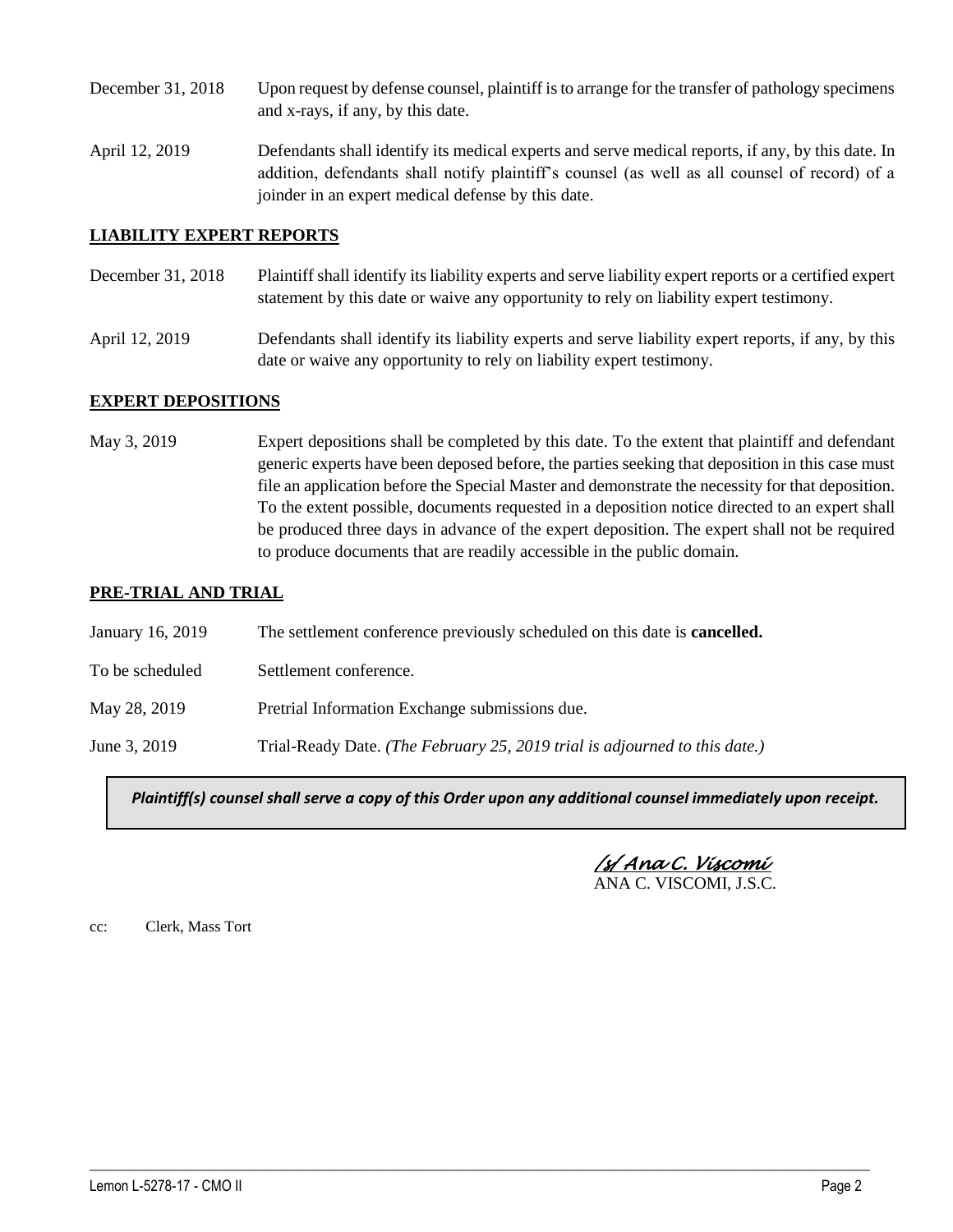| | |
|---|---|
| December 31, 2018 | Upon request by defense counsel, plaintiff is to arrange for the transfer of pathology specimens and x-rays, if any, by this date. |
| April 12, 2019 | Defendants shall identify its medical experts and serve medical reports, if any, by this date. In addition, defendants shall notify plaintiff's counsel (as well as all counsel of record) of a joinder in an expert medical defense by this date. |

**LIABILITY EXPERT REPORTS**

| | |
|---|---|
| December 31, 2018 | Plaintiff shall identify its liability experts and serve liability expert reports or a certified expert statement by this date or waive any opportunity to rely on liability expert testimony. |
| April 12, 2019 | Defendants shall identify its liability experts and serve liability expert reports, if any, by this date or waive any opportunity to rely on liability expert testimony. |

**EXPERT DEPOSITIONS**

| | |
|---|---|
| May 3, 2019 | Expert depositions shall be completed by this date. To the extent that plaintiff and defendant generic experts have been deposed before, the parties seeking that deposition in this case must file an application before the Special Master and demonstrate the necessity for that deposition. To the extent possible, documents requested in a deposition notice directed to an expert shall be produced three days in advance of the expert deposition. The expert shall not be required to produce documents that are readily accessible in the public domain. |

**PRE-TRIAL AND TRIAL**

| | |
|---|---|
| January 16, 2019 | The settlement conference previously scheduled on this date is **cancelled.** |
| To be scheduled | Settlement conference. |
| May 28, 2019 | Pretrial Information Exchange submissions due. |
| June 3, 2019 | Trial-Ready Date. *(The February 25, 2019 trial is adjourned to this date.)* |

***Plaintiff(s) counsel shall serve a copy of this Order upon any additional counsel immediately upon receipt.***

*/s/ Ana C. Viscomi*
ANA C. VISCOMI, J.S.C.

cc: Clerk, Mass Tort